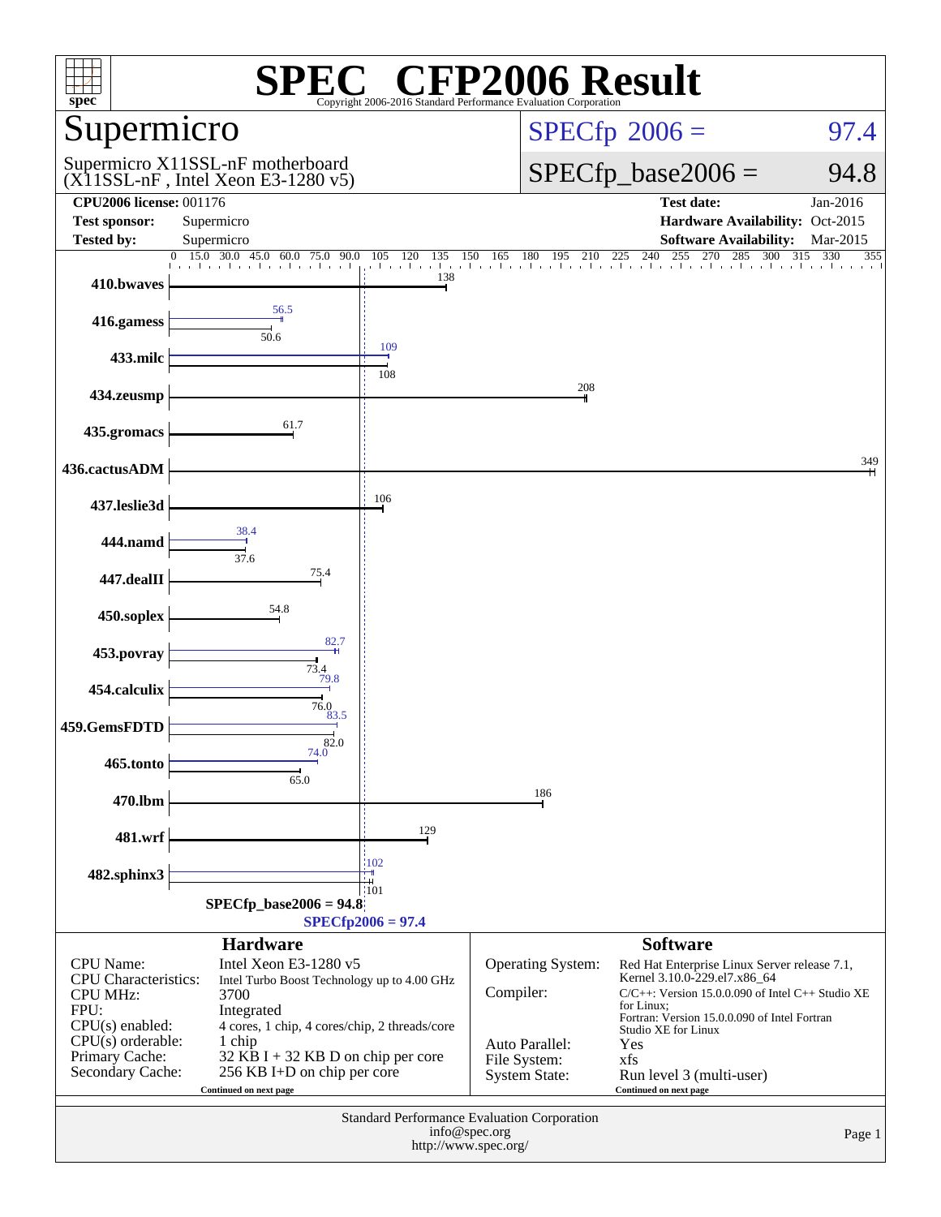# SPEC CFP2006 Result

Copyright 2006-2016 Standard Performance Evaluation Corporation

## Supermicro

Supermicro X11SSL-nF motherboard
(X11SSL-nF , Intel Xeon E3-1280 v5)

SPECfp 2006 = 97.4

SPECfp_base2006 = 94.8

| | | | |
|---|---|---|---|
| **CPU2006 license:** 001176 | | **Test date:** | Jan-2016 |
| **Test sponsor:** | Supermicro | **Hardware Availability:** | Oct-2015 |
| **Tested by:** | Supermicro | **Software Availability:** | Mar-2015 |

| Benchmark | Peak | Base |
|---|---|---|
| 410.bwaves | | 138 |
| 416.gamess | 56.5 | 50.6 |
| 433.milc | 109 | 108 |
| 434.zeusmp | | 208 |
| 435.gromacs | | 61.7 |
| 436.cactusADM | | 349 |
| 437.leslie3d | | 106 |
| 444.namd | 38.4 | 37.6 |
| 447.dealII | | 75.4 |
| 450.soplex | | 54.8 |
| 453.povray | 82.7 | 73.4 |
| 454.calculix | 79.8 | 76.0 |
| 459.GemsFDTD | 83.5 | 82.0 |
| 465.tonto | 74.0 | 65.0 |
| 470.lbm | | 186 |
| 481.wrf | | 129 |
| 482.sphinx3 | 102 | 101 |

SPECfp_base2006 = 94.8

SPECfp2006 = 97.4

### Hardware

| | |
|---|---|
| CPU Name: | Intel Xeon E3-1280 v5 |
| CPU Characteristics: | Intel Turbo Boost Technology up to 4.00 GHz |
| CPU MHz: | 3700 |
| FPU: | Integrated |
| CPU(s) enabled: | 4 cores, 1 chip, 4 cores/chip, 2 threads/core |
| CPU(s) orderable: | 1 chip |
| Primary Cache: | 32 KB I + 32 KB D on chip per core |
| Secondary Cache: | 256 KB I+D on chip per core |

Continued on next page

### Software

| | |
|---|---|
| Operating System: | Red Hat Enterprise Linux Server release 7.1, Kernel 3.10.0-229.el7.x86_64 |
| Compiler: | C/C++: Version 15.0.0.090 of Intel C++ Studio XE for Linux; Fortran: Version 15.0.0.090 of Intel Fortran Studio XE for Linux |
| Auto Parallel: | Yes |
| File System: | xfs |
| System State: | Run level 3 (multi-user) |

Continued on next page

Standard Performance Evaluation Corporation
info@spec.org
http://www.spec.org/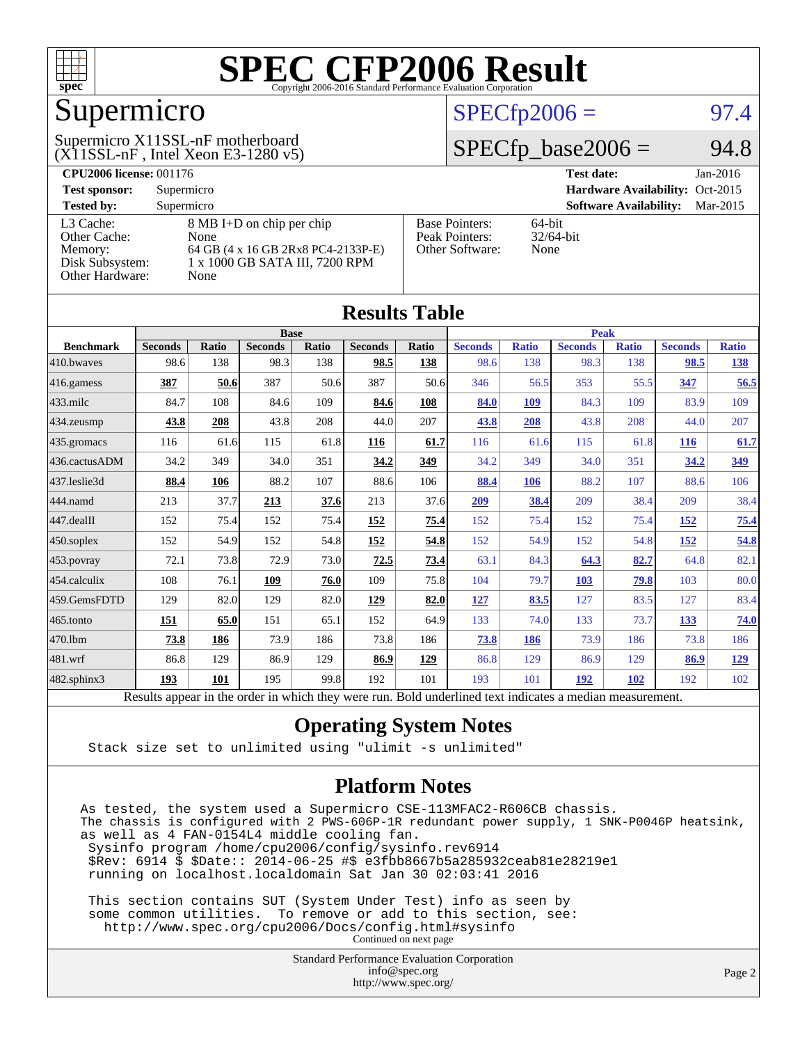# SPEC CFP2006 Result

Copyright 2006-2016 Standard Performance Evaluation Corporation

## Supermicro

Supermicro X11SSL-nF motherboard
(X11SSL-nF , Intel Xeon E3-1280 v5)

SPECfp2006 = 97.4

SPECfp_base2006 = 94.8

| | | | |
|---|---|---|---|
| **CPU2006 license:** 001176 | | **Test date:** | Jan-2016 |
| **Test sponsor:** | Supermicro | **Hardware Availability:** | Oct-2015 |
| **Tested by:** | Supermicro | **Software Availability:** | Mar-2015 |

| | |
|---|---|
| L3 Cache: | 8 MB I+D on chip per chip |
| Other Cache: | None |
| Memory: | 64 GB (4 x 16 GB 2Rx8 PC4-2133P-E) |
| Disk Subsystem: | 1 x 1000 GB SATA III, 7200 RPM |
| Other Hardware: | None |

| | |
|---|---|
| Base Pointers: | 64-bit |
| Peak Pointers: | 32/64-bit |
| Other Software: | None |

## Results Table

| | Base | | | | | | Peak | | | | | |
|---|---|---|---|---|---|---|---|---|---|---|---|---|
| **Benchmark** | **Seconds** | **Ratio** | **Seconds** | **Ratio** | **Seconds** | **Ratio** | **Seconds** | **Ratio** | **Seconds** | **Ratio** | **Seconds** | **Ratio** |
| 410.bwaves | 98.6 | 138 | 98.3 | 138 | **98.5** | **138** | 98.6 | 138 | 98.3 | 138 | **98.5** | **138** |
| 416.gamess | **387** | **50.6** | 387 | 50.6 | 387 | 50.6 | 346 | 56.5 | 353 | 55.5 | **347** | **56.5** |
| 433.milc | 84.7 | 108 | 84.6 | 109 | **84.6** | **108** | **84.0** | **109** | 84.3 | 109 | 83.9 | 109 |
| 434.zeusmp | **43.8** | **208** | 43.8 | 208 | 44.0 | 207 | **43.8** | **208** | 43.8 | 208 | 44.0 | 207 |
| 435.gromacs | 116 | 61.6 | 115 | 61.8 | **116** | **61.7** | 116 | 61.6 | 115 | 61.8 | **116** | **61.7** |
| 436.cactusADM | 34.2 | 349 | 34.0 | 351 | **34.2** | **349** | 34.2 | 349 | 34.0 | 351 | **34.2** | **349** |
| 437.leslie3d | **88.4** | **106** | 88.2 | 107 | 88.6 | 106 | **88.4** | **106** | 88.2 | 107 | 88.6 | 106 |
| 444.namd | 213 | 37.7 | **213** | **37.6** | 213 | 37.6 | **209** | **38.4** | 209 | 38.4 | 209 | 38.4 |
| 447.dealII | 152 | 75.4 | 152 | 75.4 | **152** | **75.4** | 152 | 75.4 | 152 | 75.4 | **152** | **75.4** |
| 450.soplex | 152 | 54.9 | 152 | 54.8 | **152** | **54.8** | 152 | 54.9 | 152 | 54.8 | **152** | **54.8** |
| 453.povray | 72.1 | 73.8 | 72.9 | 73.0 | **72.5** | **73.4** | 63.1 | 84.3 | **64.3** | **82.7** | 64.8 | 82.1 |
| 454.calculix | 108 | 76.1 | **109** | **76.0** | 109 | 75.8 | 104 | 79.7 | **103** | **79.8** | 103 | 80.0 |
| 459.GemsFDTD | 129 | 82.0 | 129 | 82.0 | **129** | **82.0** | **127** | **83.5** | 127 | 83.5 | 127 | 83.4 |
| 465.tonto | **151** | **65.0** | 151 | 65.1 | 152 | 64.9 | 133 | 74.0 | 133 | 73.7 | **133** | **74.0** |
| 470.lbm | **73.8** | **186** | 73.9 | 186 | 73.8 | 186 | **73.8** | **186** | 73.9 | 186 | 73.8 | 186 |
| 481.wrf | 86.8 | 129 | 86.9 | 129 | **86.9** | **129** | 86.8 | 129 | 86.9 | 129 | **86.9** | **129** |
| 482.sphinx3 | **193** | **101** | 195 | 99.8 | 192 | 101 | 193 | 101 | **192** | **102** | 192 | 102 |

Results appear in the order in which they were run. Bold underlined text indicates a median measurement.

## Operating System Notes

```
Stack size set to unlimited using "ulimit -s unlimited"
```

## Platform Notes

```
As tested, the system used a Supermicro CSE-113MFAC2-R606CB chassis.
The chassis is configured with 2 PWS-606P-1R redundant power supply, 1 SNK-P0046P heatsink,
as well as 4 FAN-0154L4 middle cooling fan.
 Sysinfo program /home/cpu2006/config/sysinfo.rev6914
 $Rev: 6914 $ $Date:: 2014-06-25 #$ e3fbb8667b5a285932ceab81e28219e1
 running on localhost.localdomain Sat Jan 30 02:03:41 2016

 This section contains SUT (System Under Test) info as seen by
 some common utilities.  To remove or add to this section, see:
   http://www.spec.org/cpu2006/Docs/config.html#sysinfo
```

Continued on next page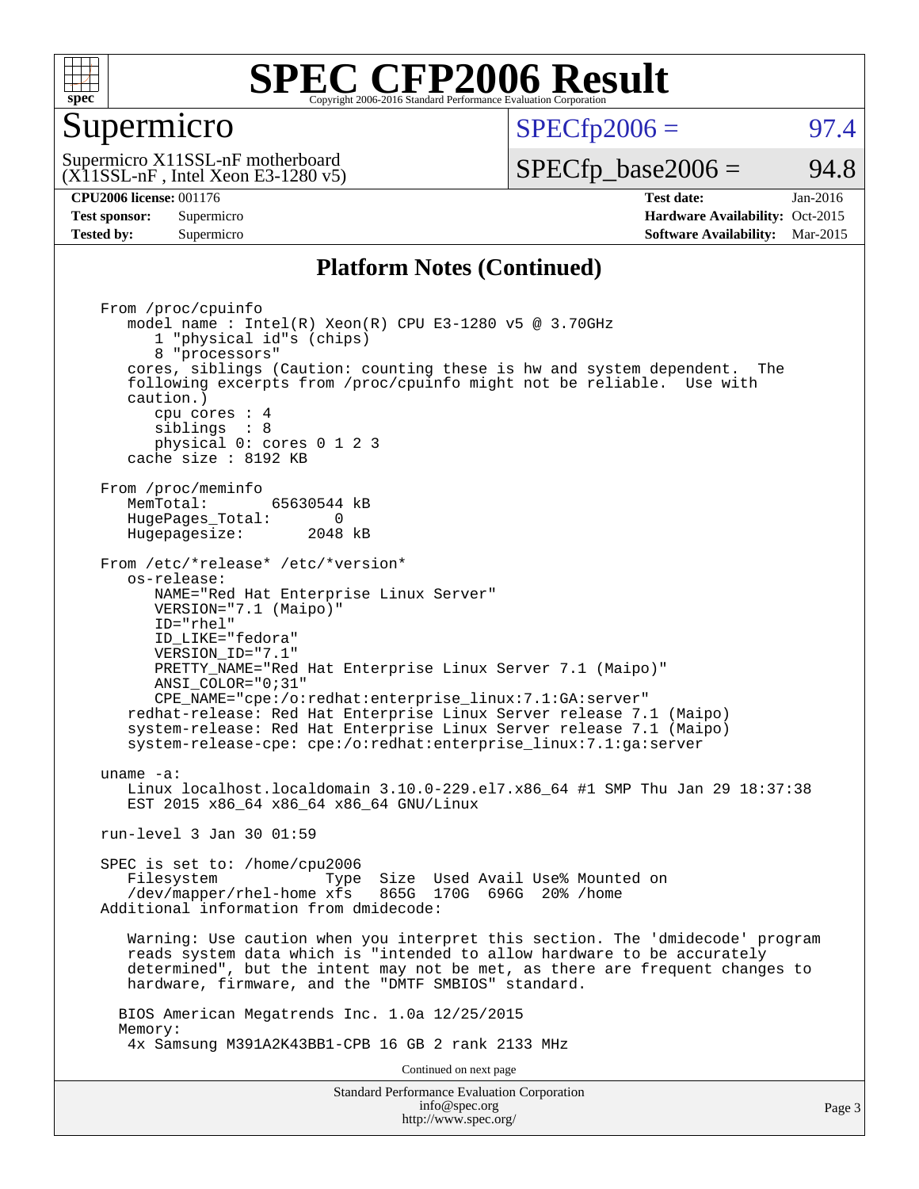# SPEC CFP2006 Result

Copyright 2006-2016 Standard Performance Evaluation Corporation

## Supermicro

Supermicro X11SSL-nF motherboard
(X11SSL-nF , Intel Xeon E3-1280 v5)

SPECfp2006 = 97.4

SPECfp_base2006 = 94.8

| | | | |
|---|---|---|---|
| **CPU2006 license:** 001176 | | **Test date:** | Jan-2016 |
| **Test sponsor:** | Supermicro | **Hardware Availability:** | Oct-2015 |
| **Tested by:** | Supermicro | **Software Availability:** | Mar-2015 |

### Platform Notes (Continued)

```
From /proc/cpuinfo
   model name : Intel(R) Xeon(R) CPU E3-1280 v5 @ 3.70GHz
      1 "physical id"s (chips)
      8 "processors"
   cores, siblings (Caution: counting these is hw and system dependent.  The
   following excerpts from /proc/cpuinfo might not be reliable.  Use with
   caution.)
      cpu cores : 4
      siblings  : 8
      physical 0: cores 0 1 2 3
   cache size : 8192 KB

From /proc/meminfo
   MemTotal:       65630544 kB
   HugePages_Total:       0
   Hugepagesize:       2048 kB

From /etc/*release* /etc/*version*
   os-release:
      NAME="Red Hat Enterprise Linux Server"
      VERSION="7.1 (Maipo)"
      ID="rhel"
      ID_LIKE="fedora"
      VERSION_ID="7.1"
      PRETTY_NAME="Red Hat Enterprise Linux Server 7.1 (Maipo)"
      ANSI_COLOR="0;31"
      CPE_NAME="cpe:/o:redhat:enterprise_linux:7.1:GA:server"
   redhat-release: Red Hat Enterprise Linux Server release 7.1 (Maipo)
   system-release: Red Hat Enterprise Linux Server release 7.1 (Maipo)
   system-release-cpe: cpe:/o:redhat:enterprise_linux:7.1:ga:server

uname -a:
   Linux localhost.localdomain 3.10.0-229.el7.x86_64 #1 SMP Thu Jan 29 18:37:38
   EST 2015 x86_64 x86_64 x86_64 GNU/Linux

run-level 3 Jan 30 01:59

SPEC is set to: /home/cpu2006
   Filesystem             Type  Size  Used Avail Use% Mounted on
   /dev/mapper/rhel-home xfs   865G  170G  696G  20% /home
Additional information from dmidecode:

   Warning: Use caution when you interpret this section. The 'dmidecode' program
   reads system data which is "intended to allow hardware to be accurately
   determined", but the intent may not be met, as there are frequent changes to
   hardware, firmware, and the "DMTF SMBIOS" standard.

  BIOS American Megatrends Inc. 1.0a 12/25/2015
  Memory:
   4x Samsung M391A2K43BB1-CPB 16 GB 2 rank 2133 MHz
```

Continued on next page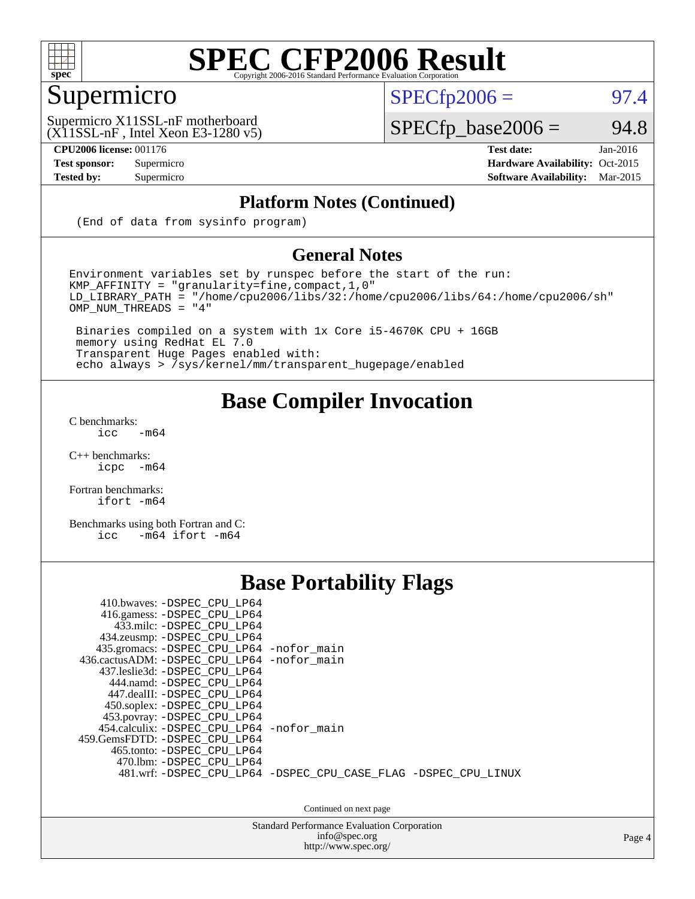# SPEC CFP2006 Result

## Supermicro

Supermicro X11SSL-nF motherboard
(X11SSL-nF , Intel Xeon E3-1280 v5)

SPECfp2006 = 97.4

SPECfp_base2006 = 94.8

**CPU2006 license:** 001176
**Test sponsor:** Supermicro
**Tested by:** Supermicro

**Test date:** Jan-2016
**Hardware Availability:** Oct-2015
**Software Availability:** Mar-2015

## Platform Notes (Continued)

```
(End of data from sysinfo program)
```

## General Notes

```
Environment variables set by runspec before the start of the run:
KMP_AFFINITY = "granularity=fine,compact,1,0"
LD_LIBRARY_PATH = "/home/cpu2006/libs/32:/home/cpu2006/libs/64:/home/cpu2006/sh"
OMP_NUM_THREADS = "4"

 Binaries compiled on a system with 1x Core i5-4670K CPU + 16GB
 memory using RedHat EL 7.0
 Transparent Huge Pages enabled with:
 echo always > /sys/kernel/mm/transparent_hugepage/enabled
```

## Base Compiler Invocation

C benchmarks:
```
icc   -m64
```

C++ benchmarks:
```
icpc  -m64
```

Fortran benchmarks:
```
ifort -m64
```

Benchmarks using both Fortran and C:
```
icc   -m64 ifort -m64
```

## Base Portability Flags

```
     410.bwaves: -DSPEC_CPU_LP64
     416.gamess: -DSPEC_CPU_LP64
       433.milc: -DSPEC_CPU_LP64
     434.zeusmp: -DSPEC_CPU_LP64
    435.gromacs: -DSPEC_CPU_LP64 -nofor_main
 436.cactusADM: -DSPEC_CPU_LP64 -nofor_main
    437.leslie3d: -DSPEC_CPU_LP64
      444.namd: -DSPEC_CPU_LP64
     447.dealII: -DSPEC_CPU_LP64
     450.soplex: -DSPEC_CPU_LP64
     453.povray: -DSPEC_CPU_LP64
    454.calculix: -DSPEC_CPU_LP64 -nofor_main
 459.GemsFDTD: -DSPEC_CPU_LP64
      465.tonto: -DSPEC_CPU_LP64
       470.lbm: -DSPEC_CPU_LP64
       481.wrf: -DSPEC_CPU_LP64 -DSPEC_CPU_CASE_FLAG -DSPEC_CPU_LINUX
```

Continued on next page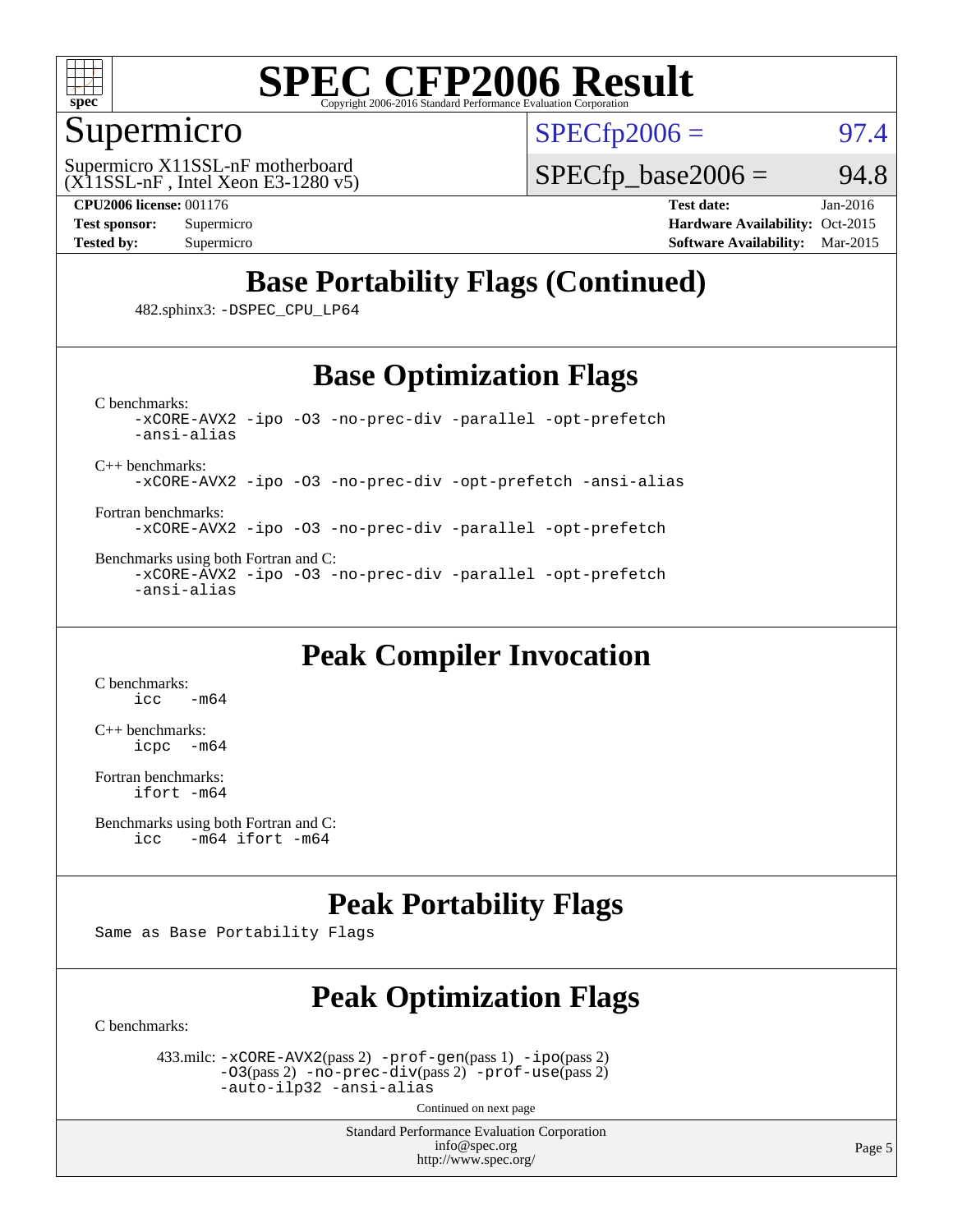# SPEC CFP2006 Result

Copyright 2006-2016 Standard Performance Evaluation Corporation

## Supermicro

Supermicro X11SSL-nF motherboard
(X11SSL-nF , Intel Xeon E3-1280 v5)

SPECfp2006 = 97.4

SPECfp_base2006 = 94.8

**CPU2006 license:** 001176
**Test sponsor:** Supermicro
**Tested by:** Supermicro

**Test date:** Jan-2016
**Hardware Availability:** Oct-2015
**Software Availability:** Mar-2015

## Base Portability Flags (Continued)

482.sphinx3: `-DSPEC_CPU_LP64`

## Base Optimization Flags

C benchmarks:
```
-xCORE-AVX2 -ipo -O3 -no-prec-div -parallel -opt-prefetch
-ansi-alias
```

C++ benchmarks:
```
-xCORE-AVX2 -ipo -O3 -no-prec-div -opt-prefetch -ansi-alias
```

Fortran benchmarks:
```
-xCORE-AVX2 -ipo -O3 -no-prec-div -parallel -opt-prefetch
```

Benchmarks using both Fortran and C:
```
-xCORE-AVX2 -ipo -O3 -no-prec-div -parallel -opt-prefetch
-ansi-alias
```

## Peak Compiler Invocation

C benchmarks:
```
icc   -m64
```

C++ benchmarks:
```
icpc  -m64
```

Fortran benchmarks:
```
ifort -m64
```

Benchmarks using both Fortran and C:
```
icc   -m64 ifort -m64
```

## Peak Portability Flags

Same as Base Portability Flags

## Peak Optimization Flags

C benchmarks:

433.milc: `-xCORE-AVX2`(pass 2) `-prof-gen`(pass 1) `-ipo`(pass 2) `-O3`(pass 2) `-no-prec-div`(pass 2) `-prof-use`(pass 2) `-auto-ilp32 -ansi-alias`

Continued on next page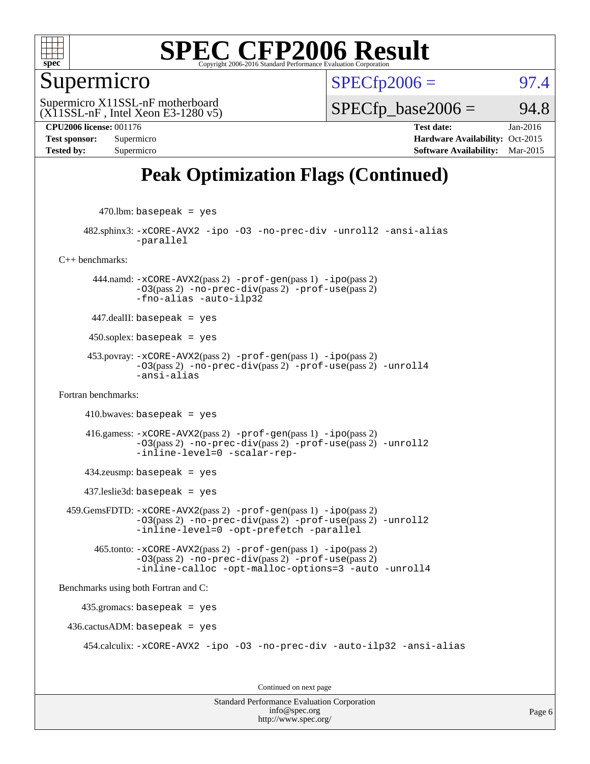# Peak Optimization Flags (Continued)

470.lbm: `basepeak = yes`

482.sphinx3: `-xCORE-AVX2 -ipo -O3 -no-prec-div -unroll2 -ansi-alias -parallel`

C++ benchmarks:

444.namd: `-xCORE-AVX2`(pass 2) `-prof-gen`(pass 1) `-ipo`(pass 2) `-O3`(pass 2) `-no-prec-div`(pass 2) `-prof-use`(pass 2) `-fno-alias -auto-ilp32`

447.dealII: `basepeak = yes`

450.soplex: `basepeak = yes`

453.povray: `-xCORE-AVX2`(pass 2) `-prof-gen`(pass 1) `-ipo`(pass 2) `-O3`(pass 2) `-no-prec-div`(pass 2) `-prof-use`(pass 2) `-unroll4 -ansi-alias`

Fortran benchmarks:

410.bwaves: `basepeak = yes`

416.gamess: `-xCORE-AVX2`(pass 2) `-prof-gen`(pass 1) `-ipo`(pass 2) `-O3`(pass 2) `-no-prec-div`(pass 2) `-prof-use`(pass 2) `-unroll2 -inline-level=0 -scalar-rep-`

434.zeusmp: `basepeak = yes`

437.leslie3d: `basepeak = yes`

459.GemsFDTD: `-xCORE-AVX2`(pass 2) `-prof-gen`(pass 1) `-ipo`(pass 2) `-O3`(pass 2) `-no-prec-div`(pass 2) `-prof-use`(pass 2) `-unroll2 -inline-level=0 -opt-prefetch -parallel`

465.tonto: `-xCORE-AVX2`(pass 2) `-prof-gen`(pass 1) `-ipo`(pass 2) `-O3`(pass 2) `-no-prec-div`(pass 2) `-prof-use`(pass 2) `-inline-calloc -opt-malloc-options=3 -auto -unroll4`

Benchmarks using both Fortran and C:

435.gromacs: `basepeak = yes`

436.cactusADM: `basepeak = yes`

454.calculix: `-xCORE-AVX2 -ipo -O3 -no-prec-div -auto-ilp32 -ansi-alias`

Continued on next page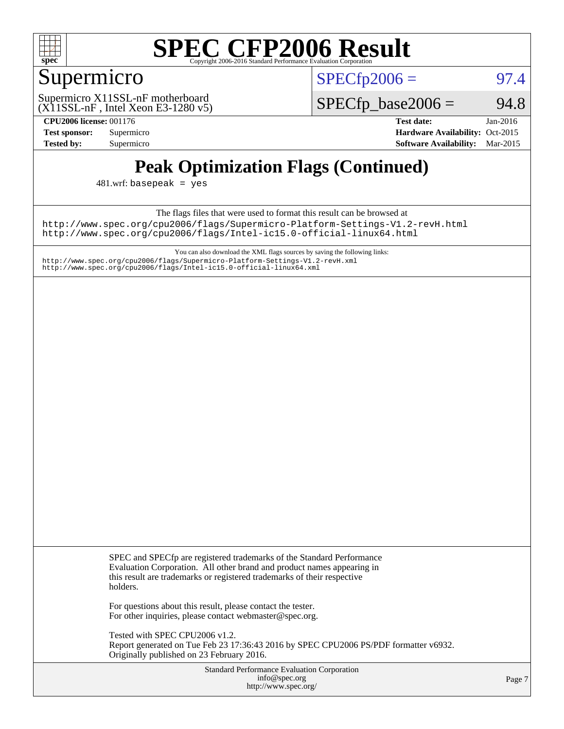# Peak Optimization Flags (Continued)

481.wrf: basepeak = yes

The flags files that were used to format this result can be browsed at
http://www.spec.org/cpu2006/flags/Supermicro-Platform-Settings-V1.2-revH.html
http://www.spec.org/cpu2006/flags/Intel-ic15.0-official-linux64.html

You can also download the XML flags sources by saving the following links:
http://www.spec.org/cpu2006/flags/Supermicro-Platform-Settings-V1.2-revH.xml
http://www.spec.org/cpu2006/flags/Intel-ic15.0-official-linux64.xml

SPEC and SPECfp are registered trademarks of the Standard Performance Evaluation Corporation. All other brand and product names appearing in this result are trademarks or registered trademarks of their respective holders.

For questions about this result, please contact the tester.
For other inquiries, please contact webmaster@spec.org.

Tested with SPEC CPU2006 v1.2.
Report generated on Tue Feb 23 17:36:43 2016 by SPEC CPU2006 PS/PDF formatter v6932.
Originally published on 23 February 2016.